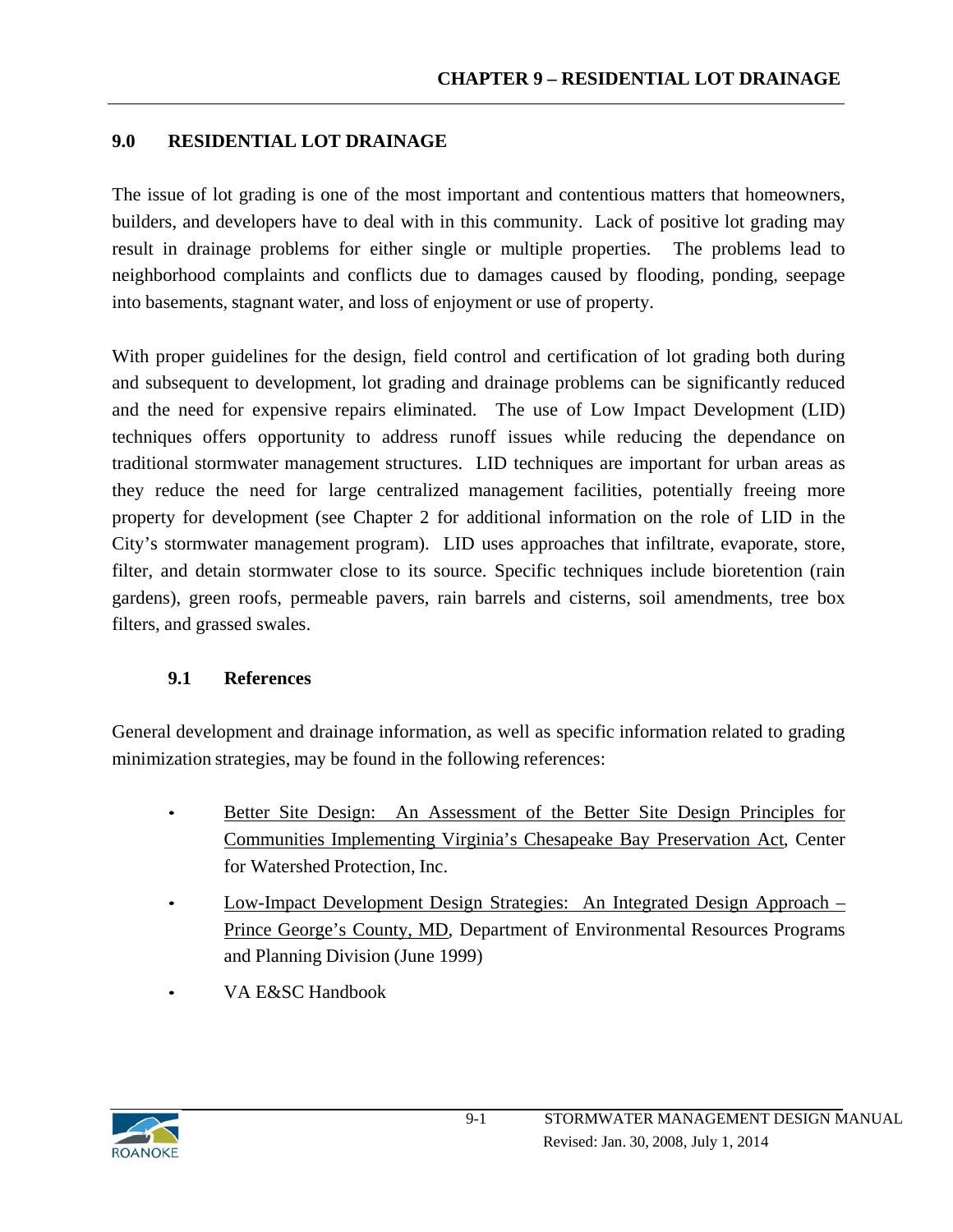## 9.0 RESIDENTIAL LOT DRAINAGE

The issue of lot grading is one of the most important and contentious matters that homeowners, builders, and developers have to deal with in this community. Lack of positive lot grading may result in drainage problems for either single or multiple properties. The problems lead to neighborhood complaints and conflicts due to damages caused by flooding, ponding, seepage into basements, stagnant water, and loss of enjoyment or use of property.

With proper guidelines for the design, field control and certification of lot grading both during and subsequent to development, lot grading and drainage problems can be significantly reduced and the need for expensive repairs eliminated. The use of Low Impact Development (LID) techniques offers opportunity to address runoff issues while reducing the dependance on traditional stormwater management structures. LID techniques are important for urban areas as they reduce the need for large centralized management facilities, potentially freeing more property for development (see Chapter 2 for additional information on the role of LID in the City's stormwater management program). LID uses approaches that infiltrate, evaporate, store, filter, and detain stormwater close to its source. Specific techniques include bioretention (rain gardens), green roofs, permeable pavers, rain barrels and cisterns, soil amendments, tree box filters, and grassed swales.

### 9.1 References

General development and drainage information, as well as specific information related to grading minimization strategies, may be found in the following references:

- Better Site Design: An Assessment of the Better Site Design Principles for Communities Implementing Virginia's Chesapeake Bay Preservation Act, Center for Watershed Protection, Inc.
- Low-Impact Development Design Strategies: An Integrated Design Approach – Prince George's County, MD, Department of Environmental Resources Programs and Planning Division (June 1999)
- VA E&SC Handbook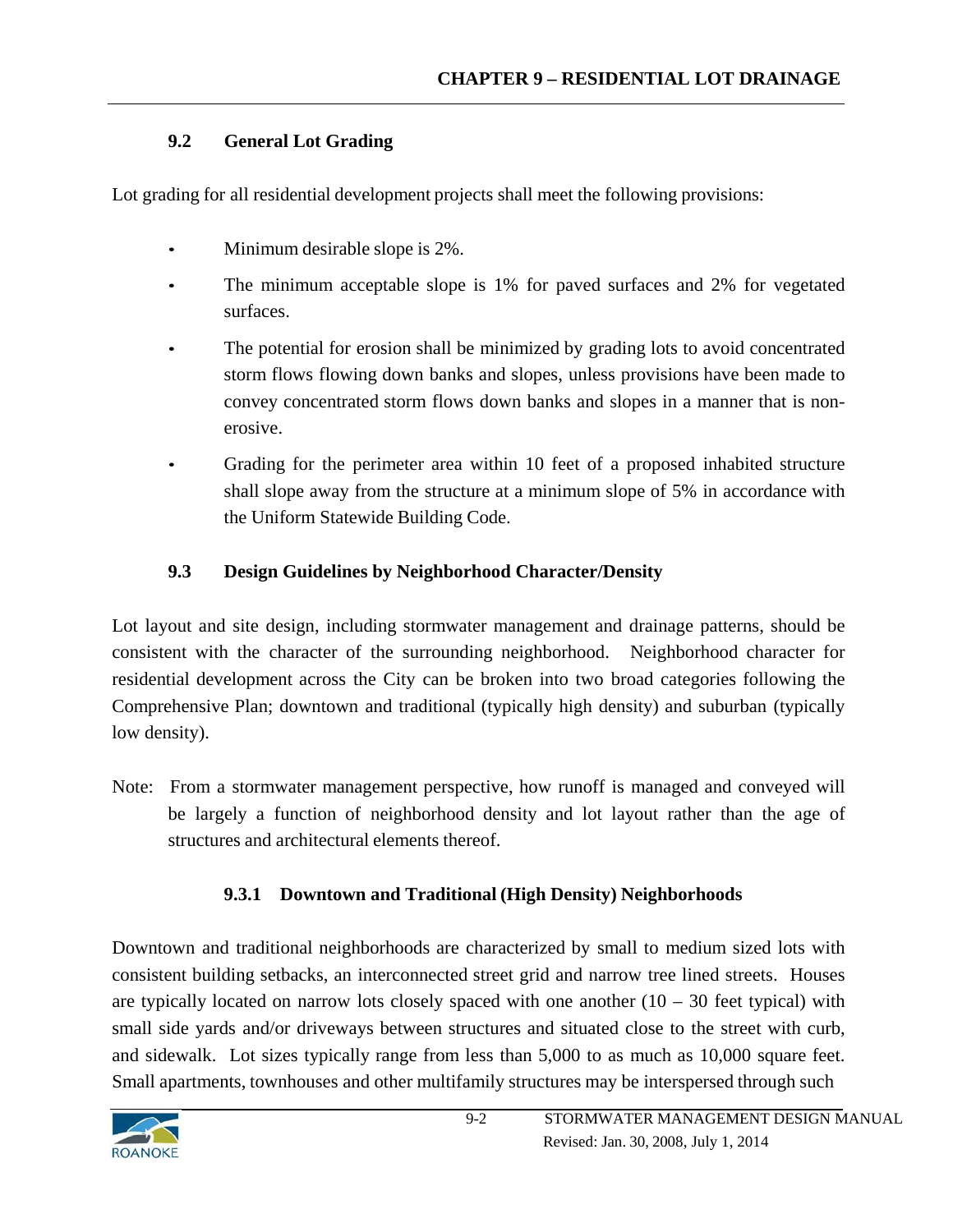## 9.2 General Lot Grading

Lot grading for all residential development projects shall meet the following provisions:

- Minimum desirable slope is 2%.
- The minimum acceptable slope is 1% for paved surfaces and 2% for vegetated surfaces.
- The potential for erosion shall be minimized by grading lots to avoid concentrated storm flows flowing down banks and slopes, unless provisions have been made to convey concentrated storm flows down banks and slopes in a manner that is non-erosive.
- Grading for the perimeter area within 10 feet of a proposed inhabited structure shall slope away from the structure at a minimum slope of 5% in accordance with the Uniform Statewide Building Code.

## 9.3 Design Guidelines by Neighborhood Character/Density

Lot layout and site design, including stormwater management and drainage patterns, should be consistent with the character of the surrounding neighborhood. Neighborhood character for residential development across the City can be broken into two broad categories following the Comprehensive Plan; downtown and traditional (typically high density) and suburban (typically low density).

Note: From a stormwater management perspective, how runoff is managed and conveyed will be largely a function of neighborhood density and lot layout rather than the age of structures and architectural elements thereof.

### 9.3.1 Downtown and Traditional (High Density) Neighborhoods

Downtown and traditional neighborhoods are characterized by small to medium sized lots with consistent building setbacks, an interconnected street grid and narrow tree lined streets. Houses are typically located on narrow lots closely spaced with one another (10 – 30 feet typical) with small side yards and/or driveways between structures and situated close to the street with curb, and sidewalk. Lot sizes typically range from less than 5,000 to as much as 10,000 square feet. Small apartments, townhouses and other multifamily structures may be interspersed through such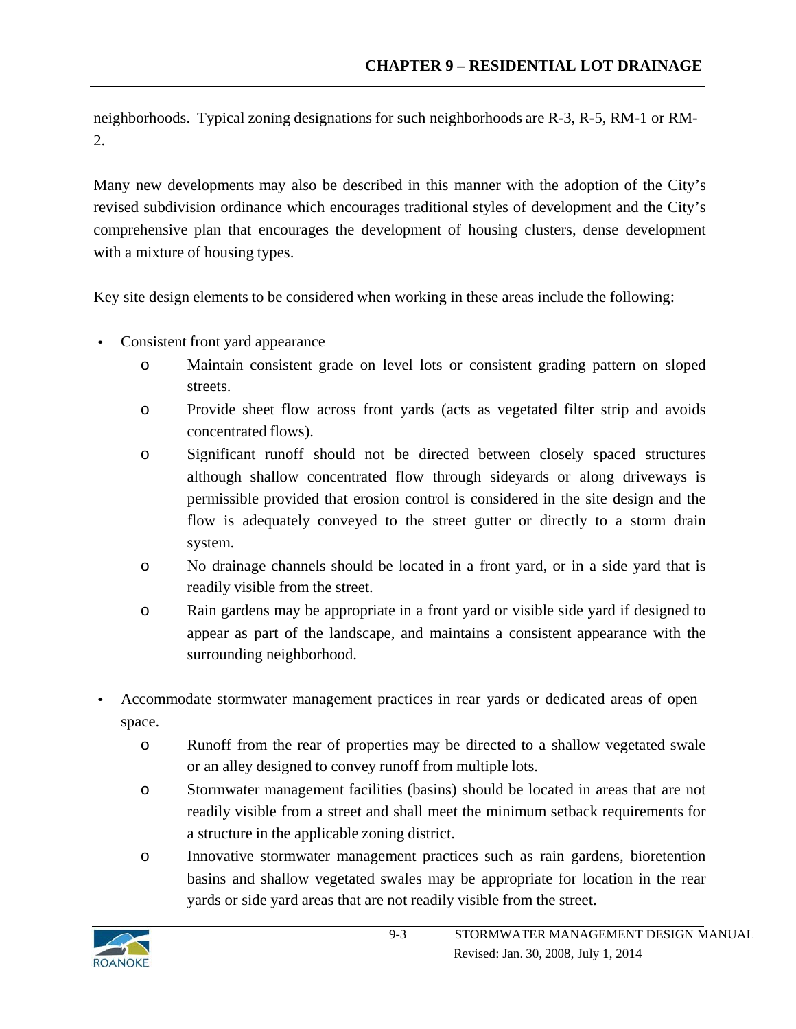neighborhoods. Typical zoning designations for such neighborhoods are R-3, R-5, RM-1 or RM-2.

Many new developments may also be described in this manner with the adoption of the City's revised subdivision ordinance which encourages traditional styles of development and the City's comprehensive plan that encourages the development of housing clusters, dense development with a mixture of housing types.

Key site design elements to be considered when working in these areas include the following:

- Consistent front yard appearance
  - Maintain consistent grade on level lots or consistent grading pattern on sloped streets.
  - Provide sheet flow across front yards (acts as vegetated filter strip and avoids concentrated flows).
  - Significant runoff should not be directed between closely spaced structures although shallow concentrated flow through sideyards or along driveways is permissible provided that erosion control is considered in the site design and the flow is adequately conveyed to the street gutter or directly to a storm drain system.
  - No drainage channels should be located in a front yard, or in a side yard that is readily visible from the street.
  - Rain gardens may be appropriate in a front yard or visible side yard if designed to appear as part of the landscape, and maintains a consistent appearance with the surrounding neighborhood.

- Accommodate stormwater management practices in rear yards or dedicated areas of open space.
  - Runoff from the rear of properties may be directed to a shallow vegetated swale or an alley designed to convey runoff from multiple lots.
  - Stormwater management facilities (basins) should be located in areas that are not readily visible from a street and shall meet the minimum setback requirements for a structure in the applicable zoning district.
  - Innovative stormwater management practices such as rain gardens, bioretention basins and shallow vegetated swales may be appropriate for location in the rear yards or side yard areas that are not readily visible from the street.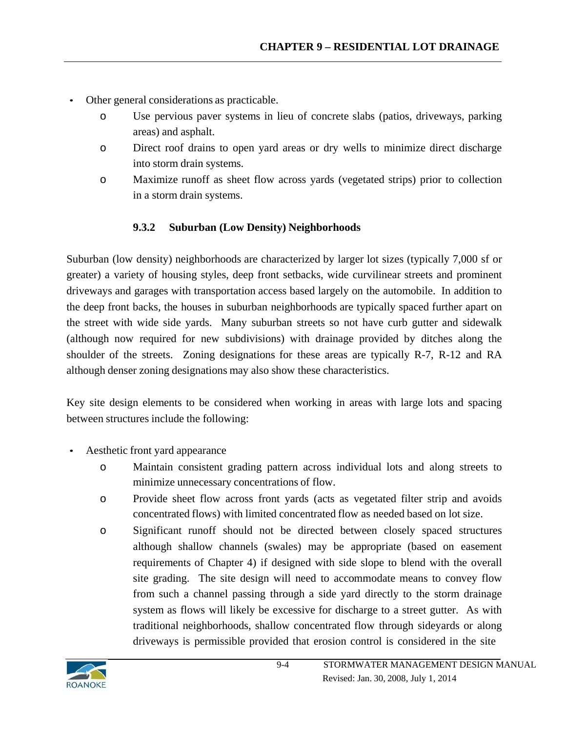- Other general considerations as practicable.
  - Use pervious paver systems in lieu of concrete slabs (patios, driveways, parking areas) and asphalt.
  - Direct roof drains to open yard areas or dry wells to minimize direct discharge into storm drain systems.
  - Maximize runoff as sheet flow across yards (vegetated strips) prior to collection in a storm drain systems.

### 9.3.2 Suburban (Low Density) Neighborhoods

Suburban (low density) neighborhoods are characterized by larger lot sizes (typically 7,000 sf or greater) a variety of housing styles, deep front setbacks, wide curvilinear streets and prominent driveways and garages with transportation access based largely on the automobile. In addition to the deep front backs, the houses in suburban neighborhoods are typically spaced further apart on the street with wide side yards. Many suburban streets so not have curb gutter and sidewalk (although now required for new subdivisions) with drainage provided by ditches along the shoulder of the streets. Zoning designations for these areas are typically R-7, R-12 and RA although denser zoning designations may also show these characteristics.

Key site design elements to be considered when working in areas with large lots and spacing between structures include the following:

- Aesthetic front yard appearance
  - Maintain consistent grading pattern across individual lots and along streets to minimize unnecessary concentrations of flow.
  - Provide sheet flow across front yards (acts as vegetated filter strip and avoids concentrated flows) with limited concentrated flow as needed based on lot size.
  - Significant runoff should not be directed between closely spaced structures although shallow channels (swales) may be appropriate (based on easement requirements of Chapter 4) if designed with side slope to blend with the overall site grading. The site design will need to accommodate means to convey flow from such a channel passing through a side yard directly to the storm drainage system as flows will likely be excessive for discharge to a street gutter. As with traditional neighborhoods, shallow concentrated flow through sideyards or along driveways is permissible provided that erosion control is considered in the site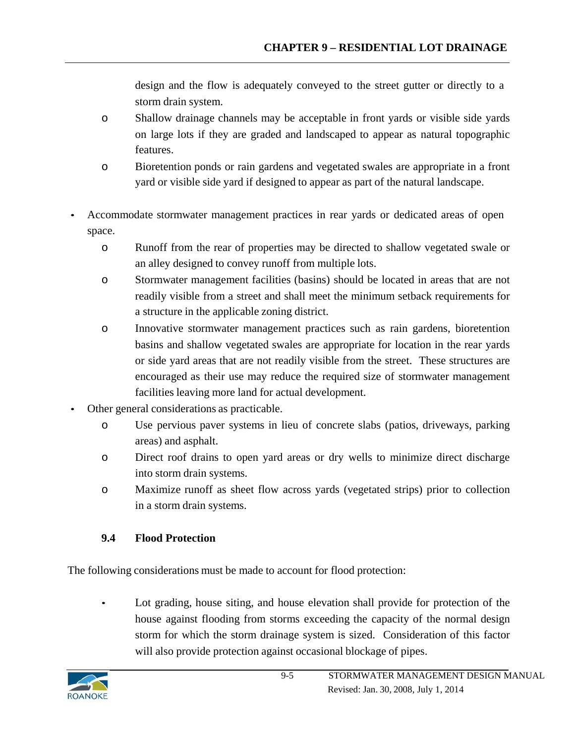design and the flow is adequately conveyed to the street gutter or directly to a storm drain system.

  - Shallow drainage channels may be acceptable in front yards or visible side yards on large lots if they are graded and landscaped to appear as natural topographic features.
  - Bioretention ponds or rain gardens and vegetated swales are appropriate in a front yard or visible side yard if designed to appear as part of the natural landscape.

- Accommodate stormwater management practices in rear yards or dedicated areas of open space.
  - Runoff from the rear of properties may be directed to shallow vegetated swale or an alley designed to convey runoff from multiple lots.
  - Stormwater management facilities (basins) should be located in areas that are not readily visible from a street and shall meet the minimum setback requirements for a structure in the applicable zoning district.
  - Innovative stormwater management practices such as rain gardens, bioretention basins and shallow vegetated swales are appropriate for location in the rear yards or side yard areas that are not readily visible from the street. These structures are encouraged as their use may reduce the required size of stormwater management facilities leaving more land for actual development.
- Other general considerations as practicable.
  - Use pervious paver systems in lieu of concrete slabs (patios, driveways, parking areas) and asphalt.
  - Direct roof drains to open yard areas or dry wells to minimize direct discharge into storm drain systems.
  - Maximize runoff as sheet flow across yards (vegetated strips) prior to collection in a storm drain systems.

## 9.4 Flood Protection

The following considerations must be made to account for flood protection:

- Lot grading, house siting, and house elevation shall provide for protection of the house against flooding from storms exceeding the capacity of the normal design storm for which the storm drainage system is sized. Consideration of this factor will also provide protection against occasional blockage of pipes.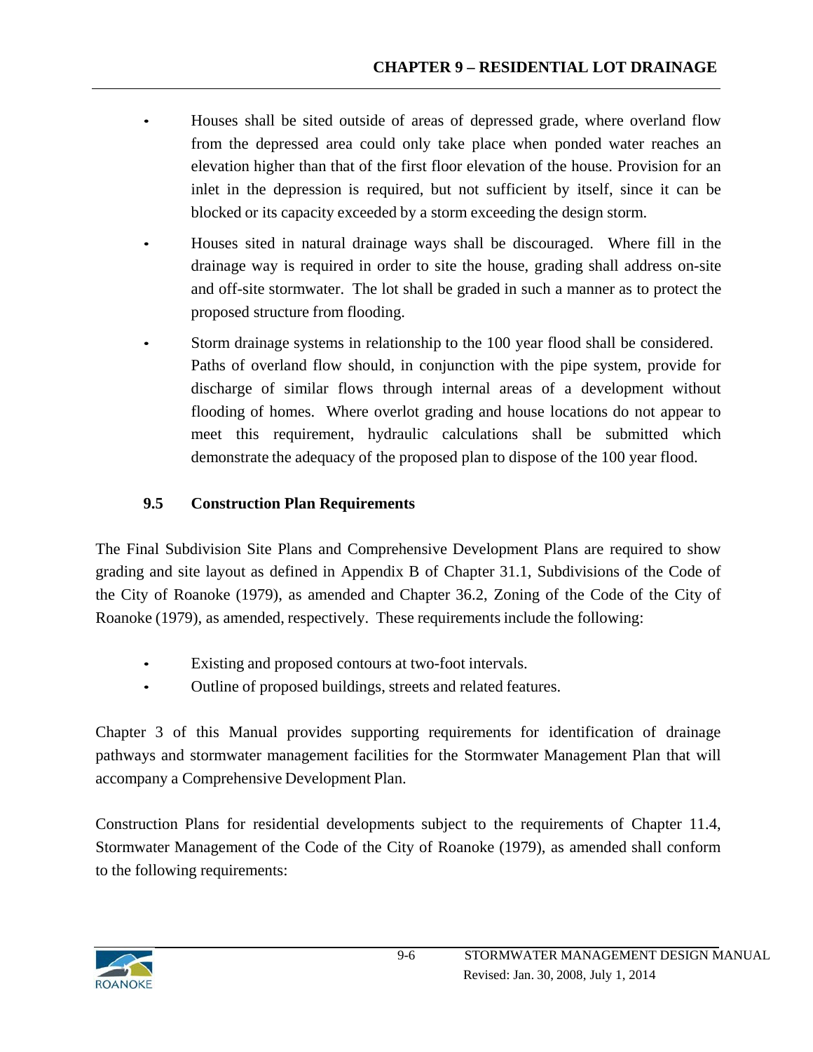- Houses shall be sited outside of areas of depressed grade, where overland flow from the depressed area could only take place when ponded water reaches an elevation higher than that of the first floor elevation of the house. Provision for an inlet in the depression is required, but not sufficient by itself, since it can be blocked or its capacity exceeded by a storm exceeding the design storm.
- Houses sited in natural drainage ways shall be discouraged. Where fill in the drainage way is required in order to site the house, grading shall address on-site and off-site stormwater. The lot shall be graded in such a manner as to protect the proposed structure from flooding.
- Storm drainage systems in relationship to the 100 year flood shall be considered. Paths of overland flow should, in conjunction with the pipe system, provide for discharge of similar flows through internal areas of a development without flooding of homes. Where overlot grading and house locations do not appear to meet this requirement, hydraulic calculations shall be submitted which demonstrate the adequacy of the proposed plan to dispose of the 100 year flood.

### 9.5 Construction Plan Requirements

The Final Subdivision Site Plans and Comprehensive Development Plans are required to show grading and site layout as defined in Appendix B of Chapter 31.1, Subdivisions of the Code of the City of Roanoke (1979), as amended and Chapter 36.2, Zoning of the Code of the City of Roanoke (1979), as amended, respectively. These requirements include the following:

- Existing and proposed contours at two-foot intervals.
- Outline of proposed buildings, streets and related features.

Chapter 3 of this Manual provides supporting requirements for identification of drainage pathways and stormwater management facilities for the Stormwater Management Plan that will accompany a Comprehensive Development Plan.

Construction Plans for residential developments subject to the requirements of Chapter 11.4, Stormwater Management of the Code of the City of Roanoke (1979), as amended shall conform to the following requirements: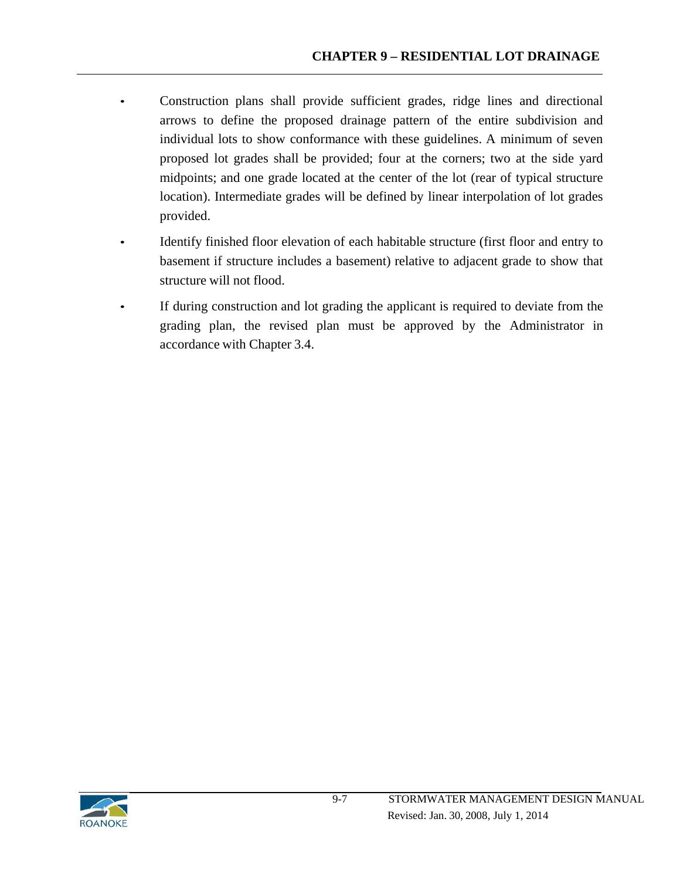- Construction plans shall provide sufficient grades, ridge lines and directional arrows to define the proposed drainage pattern of the entire subdivision and individual lots to show conformance with these guidelines. A minimum of seven proposed lot grades shall be provided; four at the corners; two at the side yard midpoints; and one grade located at the center of the lot (rear of typical structure location). Intermediate grades will be defined by linear interpolation of lot grades provided.
- Identify finished floor elevation of each habitable structure (first floor and entry to basement if structure includes a basement) relative to adjacent grade to show that structure will not flood.
- If during construction and lot grading the applicant is required to deviate from the grading plan, the revised plan must be approved by the Administrator in accordance with Chapter 3.4.